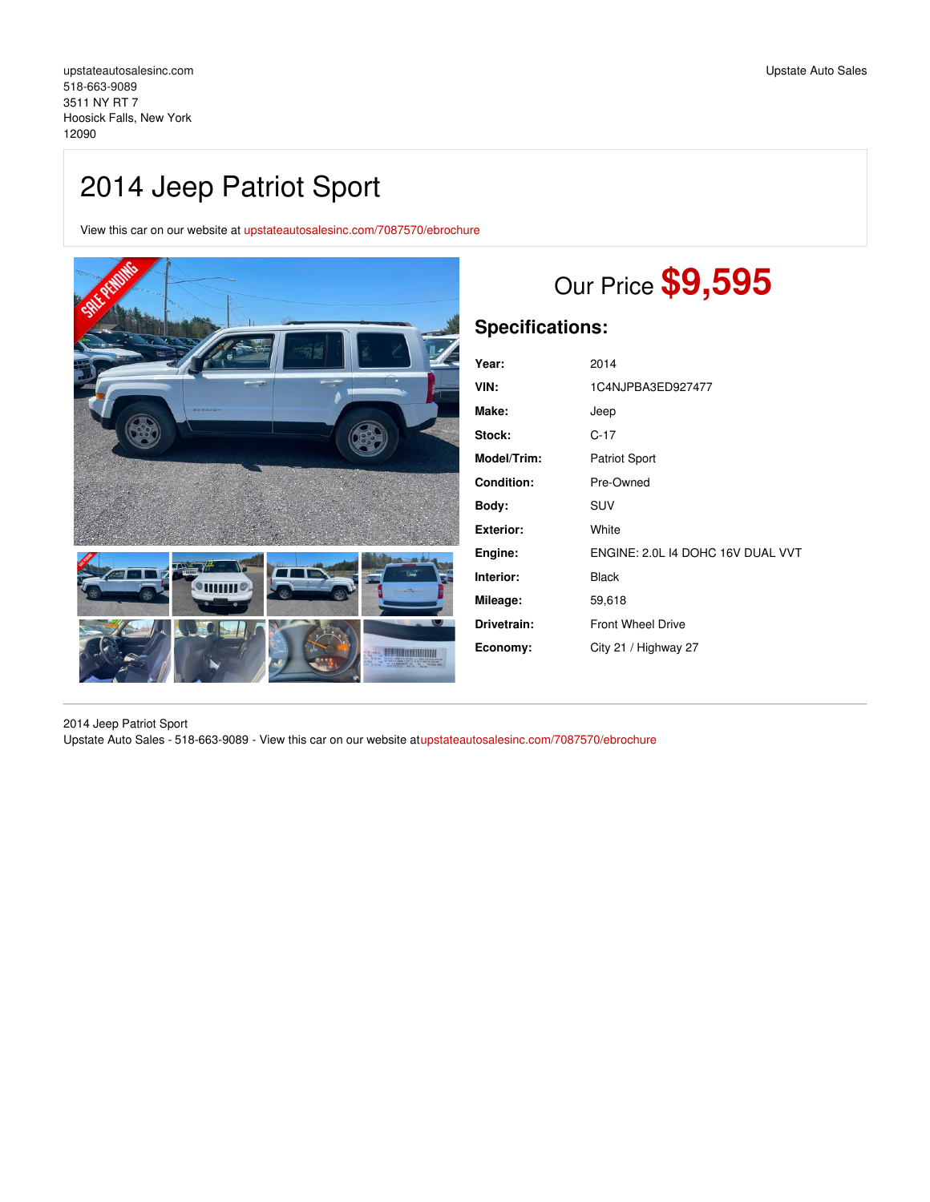upstateautosalesinc.com
518-663-9089
3511 NY RT 7
Hoosick Falls, New York
12090

Upstate Auto Sales

# 2014 Jeep Patriot Sport

View this car on our website at upstateautosalesinc.com/7087570/ebrochure

## Our Price **$9,595**

## Specifications:

| | |
|---|---|
| **Year:** | 2014 |
| **VIN:** | 1C4NJPBA3ED927477 |
| **Make:** | Jeep |
| **Stock:** | C-17 |
| **Model/Trim:** | Patriot Sport |
| **Condition:** | Pre-Owned |
| **Body:** | SUV |
| **Exterior:** | White |
| **Engine:** | ENGINE: 2.0L I4 DOHC 16V DUAL VVT |
| **Interior:** | Black |
| **Mileage:** | 59,618 |
| **Drivetrain:** | Front Wheel Drive |
| **Economy:** | City 21 / Highway 27 |

2014 Jeep Patriot Sport
Upstate Auto Sales - 518-663-9089 - View this car on our website atupstateautosalesinc.com/7087570/ebrochure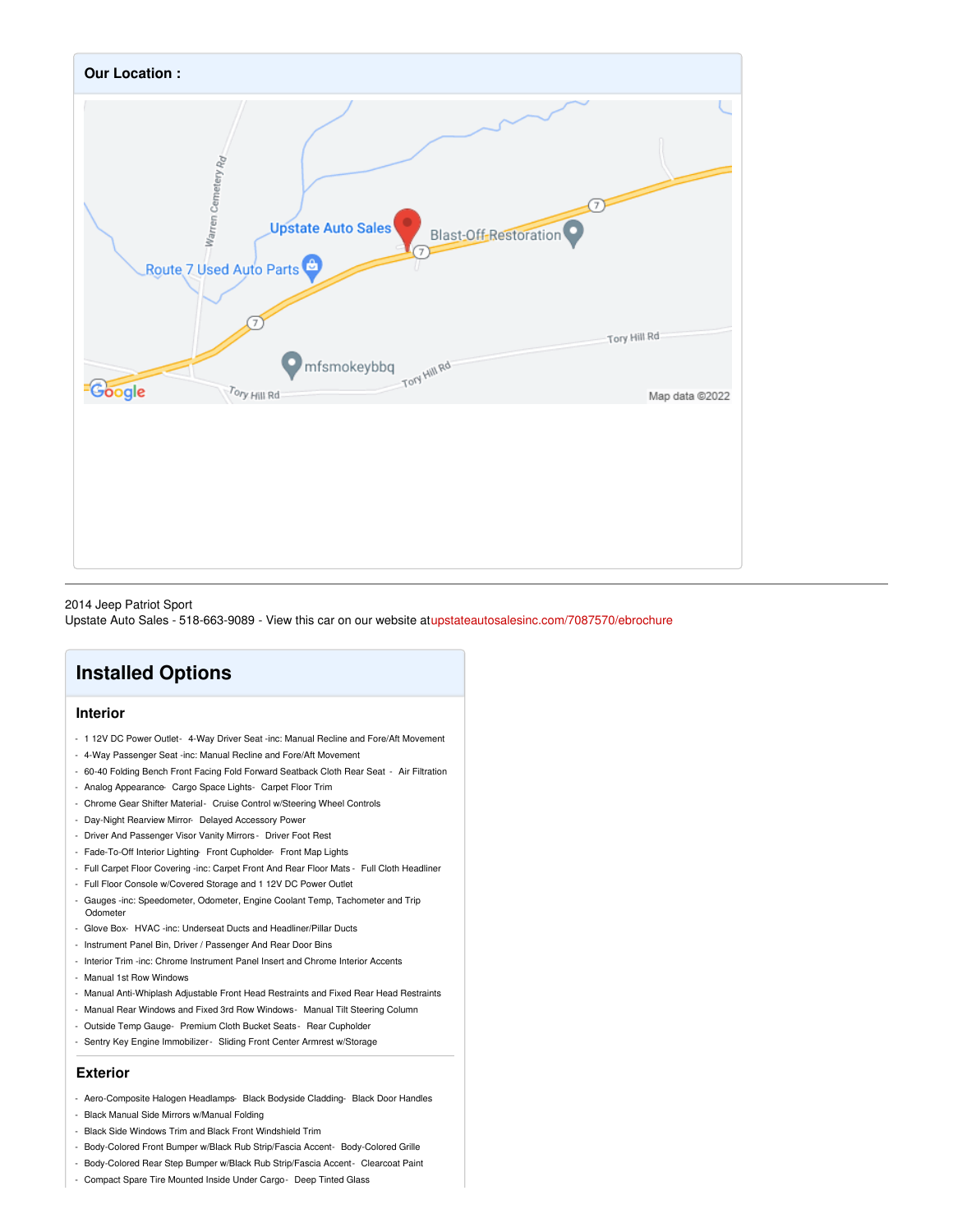**Our Location :**

2014 Jeep Patriot Sport
Upstate Auto Sales - 518-663-9089 - View this car on our website atupstateautosalesinc.com/7087570/ebrochure

## Installed Options

### Interior

- 1 12V DC Power Outlet- 4-Way Driver Seat -inc: Manual Recline and Fore/Aft Movement
- 4-Way Passenger Seat -inc: Manual Recline and Fore/Aft Movement
- 60-40 Folding Bench Front Facing Fold Forward Seatback Cloth Rear Seat - Air Filtration
- Analog Appearance- Cargo Space Lights- Carpet Floor Trim
- Chrome Gear Shifter Material- Cruise Control w/Steering Wheel Controls
- Day-Night Rearview Mirror- Delayed Accessory Power
- Driver And Passenger Visor Vanity Mirrors - Driver Foot Rest
- Fade-To-Off Interior Lighting- Front Cupholder- Front Map Lights
- Full Carpet Floor Covering -inc: Carpet Front And Rear Floor Mats - Full Cloth Headliner
- Full Floor Console w/Covered Storage and 1 12V DC Power Outlet
- Gauges -inc: Speedometer, Odometer, Engine Coolant Temp, Tachometer and Trip Odometer
- Glove Box- HVAC -inc: Underseat Ducts and Headliner/Pillar Ducts
- Instrument Panel Bin, Driver / Passenger And Rear Door Bins
- Interior Trim -inc: Chrome Instrument Panel Insert and Chrome Interior Accents
- Manual 1st Row Windows
- Manual Anti-Whiplash Adjustable Front Head Restraints and Fixed Rear Head Restraints
- Manual Rear Windows and Fixed 3rd Row Windows- Manual Tilt Steering Column
- Outside Temp Gauge- Premium Cloth Bucket Seats- Rear Cupholder
- Sentry Key Engine Immobilizer- Sliding Front Center Armrest w/Storage

### Exterior

- Aero-Composite Halogen Headlamps- Black Bodyside Cladding- Black Door Handles
- Black Manual Side Mirrors w/Manual Folding
- Black Side Windows Trim and Black Front Windshield Trim
- Body-Colored Front Bumper w/Black Rub Strip/Fascia Accent- Body-Colored Grille
- Body-Colored Rear Step Bumper w/Black Rub Strip/Fascia Accent- Clearcoat Paint
- Compact Spare Tire Mounted Inside Under Cargo- Deep Tinted Glass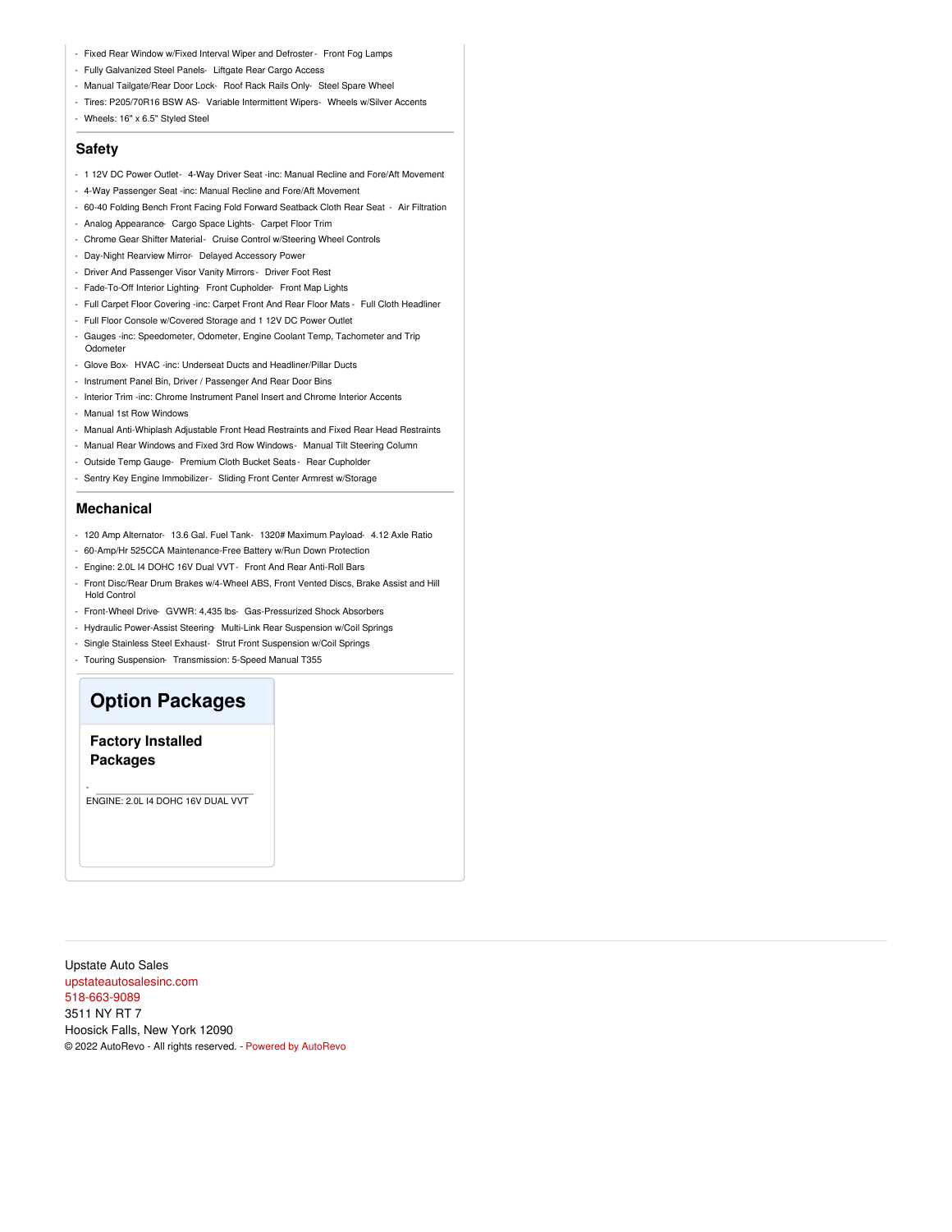- Fixed Rear Window w/Fixed Interval Wiper and Defroster - Front Fog Lamps
- Fully Galvanized Steel Panels - Liftgate Rear Cargo Access
- Manual Tailgate/Rear Door Lock - Roof Rack Rails Only - Steel Spare Wheel
- Tires: P205/70R16 BSW AS - Variable Intermittent Wipers - Wheels w/Silver Accents
- Wheels: 16" x 6.5" Styled Steel

## Safety

- 1 12V DC Power Outlet - 4-Way Driver Seat -inc: Manual Recline and Fore/Aft Movement
- 4-Way Passenger Seat -inc: Manual Recline and Fore/Aft Movement
- 60-40 Folding Bench Front Facing Fold Forward Seatback Cloth Rear Seat - Air Filtration
- Analog Appearance - Cargo Space Lights - Carpet Floor Trim
- Chrome Gear Shifter Material - Cruise Control w/Steering Wheel Controls
- Day-Night Rearview Mirror - Delayed Accessory Power
- Driver And Passenger Visor Vanity Mirrors - Driver Foot Rest
- Fade-To-Off Interior Lighting - Front Cupholder - Front Map Lights
- Full Carpet Floor Covering -inc: Carpet Front And Rear Floor Mats - Full Cloth Headliner
- Full Floor Console w/Covered Storage and 1 12V DC Power Outlet
- Gauges -inc: Speedometer, Odometer, Engine Coolant Temp, Tachometer and Trip Odometer
- Glove Box - HVAC -inc: Underseat Ducts and Headliner/Pillar Ducts
- Instrument Panel Bin, Driver / Passenger And Rear Door Bins
- Interior Trim -inc: Chrome Instrument Panel Insert and Chrome Interior Accents
- Manual 1st Row Windows
- Manual Anti-Whiplash Adjustable Front Head Restraints and Fixed Rear Head Restraints
- Manual Rear Windows and Fixed 3rd Row Windows - Manual Tilt Steering Column
- Outside Temp Gauge - Premium Cloth Bucket Seats - Rear Cupholder
- Sentry Key Engine Immobilizer - Sliding Front Center Armrest w/Storage

## Mechanical

- 120 Amp Alternator - 13.6 Gal. Fuel Tank - 1320# Maximum Payload - 4.12 Axle Ratio
- 60-Amp/Hr 525CCA Maintenance-Free Battery w/Run Down Protection
- Engine: 2.0L I4 DOHC 16V Dual VVT - Front And Rear Anti-Roll Bars
- Front Disc/Rear Drum Brakes w/4-Wheel ABS, Front Vented Discs, Brake Assist and Hill Hold Control
- Front-Wheel Drive - GVWR: 4,435 lbs - Gas-Pressurized Shock Absorbers
- Hydraulic Power-Assist Steering - Multi-Link Rear Suspension w/Coil Springs
- Single Stainless Steel Exhaust - Strut Front Suspension w/Coil Springs
- Touring Suspension - Transmission: 5-Speed Manual T355

# Option Packages

### Factory Installed Packages

- ENGINE: 2.0L I4 DOHC 16V DUAL VVT

Upstate Auto Sales
upstateautosalesinc.com
518-663-9089
3511 NY RT 7
Hoosick Falls, New York 12090
© 2022 AutoRevo - All rights reserved. - Powered by AutoRevo